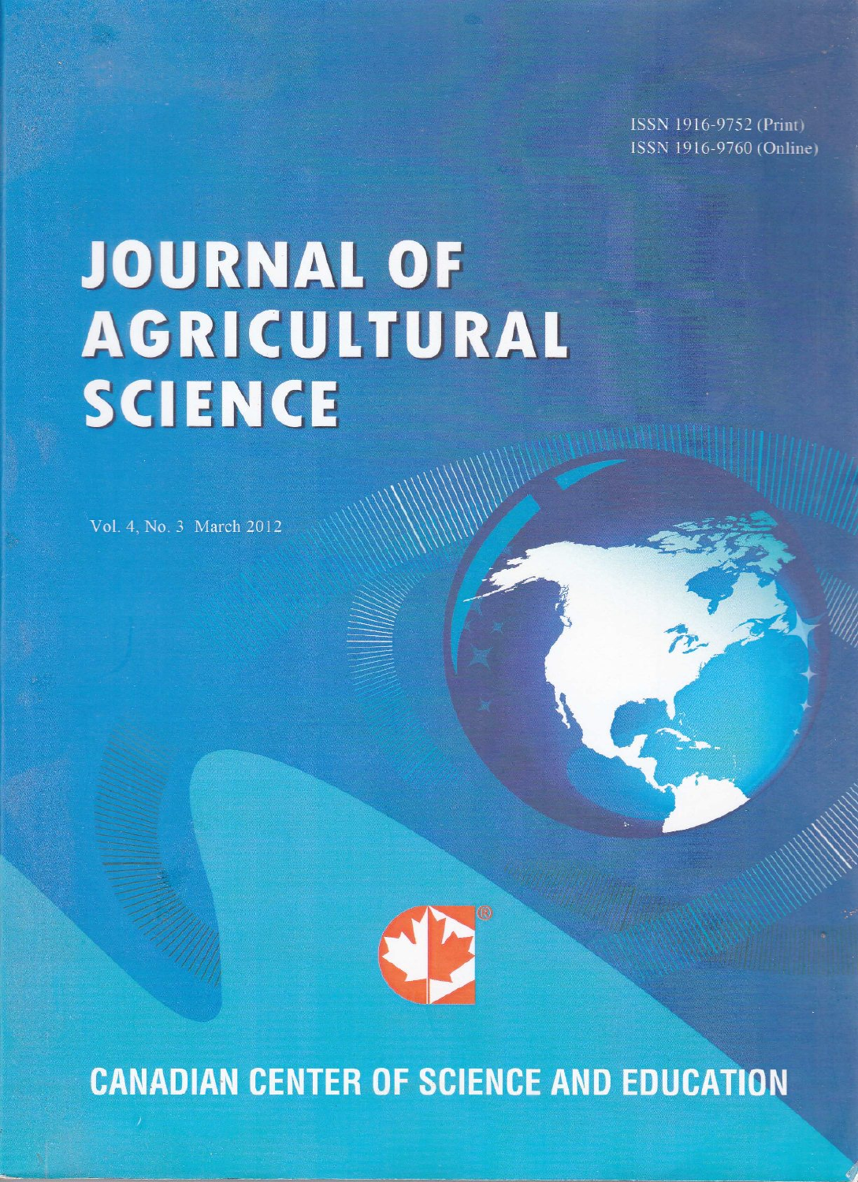ISSN 1916-9752 (Print)
ISSN 1916-9760 (Online)

# JOURNAL OF AGRICULTURAL SCIENCE

Vol. 4, No. 3 March 2012

CANADIAN CENTER OF SCIENCE AND EDUCATION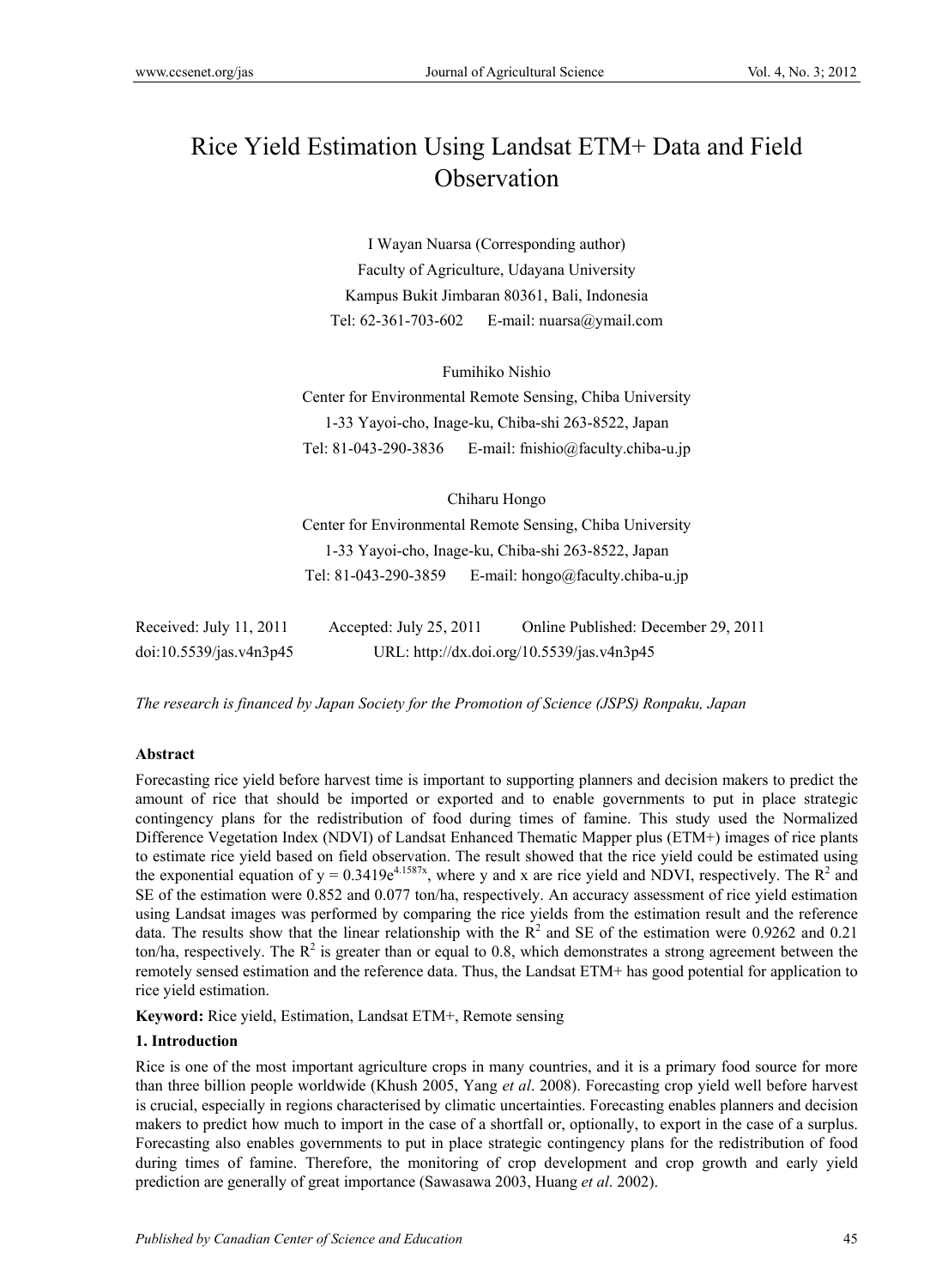# Rice Yield Estimation Using Landsat ETM+ Data and Field Observation

I Wayan Nuarsa (Corresponding author)
Faculty of Agriculture, Udayana University
Kampus Bukit Jimbaran 80361, Bali, Indonesia
Tel: 62-361-703-602    E-mail: nuarsa@ymail.com

Fumihiko Nishio
Center for Environmental Remote Sensing, Chiba University
1-33 Yayoi-cho, Inage-ku, Chiba-shi 263-8522, Japan
Tel: 81-043-290-3836    E-mail: fnishio@faculty.chiba-u.jp

Chiharu Hongo
Center for Environmental Remote Sensing, Chiba University
1-33 Yayoi-cho, Inage-ku, Chiba-shi 263-8522, Japan
Tel: 81-043-290-3859    E-mail: hongo@faculty.chiba-u.jp

Received: July 11, 2011    Accepted: July 25, 2011    Online Published: December 29, 2011
doi:10.5539/jas.v4n3p45    URL: http://dx.doi.org/10.5539/jas.v4n3p45

*The research is financed by Japan Society for the Promotion of Science (JSPS) Ronpaku, Japan*

**Abstract**

Forecasting rice yield before harvest time is important to supporting planners and decision makers to predict the amount of rice that should be imported or exported and to enable governments to put in place strategic contingency plans for the redistribution of food during times of famine. This study used the Normalized Difference Vegetation Index (NDVI) of Landsat Enhanced Thematic Mapper plus (ETM+) images of rice plants to estimate rice yield based on field observation. The result showed that the rice yield could be estimated using the exponential equation of $y = 0.3419e^{4.1587x}$, where y and x are rice yield and NDVI, respectively. The $R^2$ and SE of the estimation were 0.852 and 0.077 ton/ha, respectively. An accuracy assessment of rice yield estimation using Landsat images was performed by comparing the rice yields from the estimation result and the reference data. The results show that the linear relationship with the $R^2$ and SE of the estimation were 0.9262 and 0.21 ton/ha, respectively. The $R^2$ is greater than or equal to 0.8, which demonstrates a strong agreement between the remotely sensed estimation and the reference data. Thus, the Landsat ETM+ has good potential for application to rice yield estimation.

**Keyword:** Rice yield, Estimation, Landsat ETM+, Remote sensing

## 1. Introduction

Rice is one of the most important agriculture crops in many countries, and it is a primary food source for more than three billion people worldwide (Khush 2005, Yang *et al*. 2008). Forecasting crop yield well before harvest is crucial, especially in regions characterised by climatic uncertainties. Forecasting enables planners and decision makers to predict how much to import in the case of a shortfall or, optionally, to export in the case of a surplus. Forecasting also enables governments to put in place strategic contingency plans for the redistribution of food during times of famine. Therefore, the monitoring of crop development and crop growth and early yield prediction are generally of great importance (Sawasawa 2003, Huang *et al*. 2002).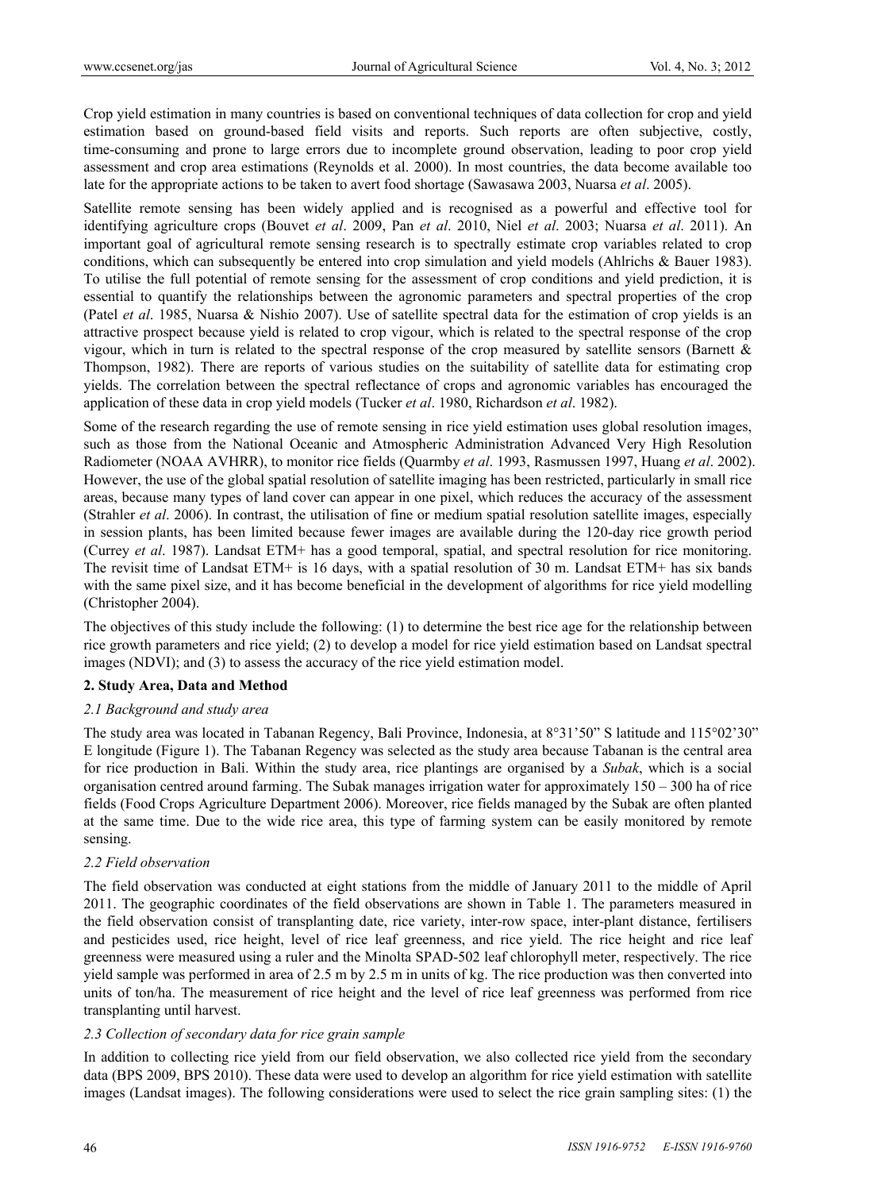Crop yield estimation in many countries is based on conventional techniques of data collection for crop and yield estimation based on ground-based field visits and reports. Such reports are often subjective, costly, time-consuming and prone to large errors due to incomplete ground observation, leading to poor crop yield assessment and crop area estimations (Reynolds et al. 2000). In most countries, the data become available too late for the appropriate actions to be taken to avert food shortage (Sawasawa 2003, Nuarsa *et al*. 2005).

Satellite remote sensing has been widely applied and is recognised as a powerful and effective tool for identifying agriculture crops (Bouvet *et al*. 2009, Pan *et al*. 2010, Niel *et al*. 2003; Nuarsa *et al*. 2011). An important goal of agricultural remote sensing research is to spectrally estimate crop variables related to crop conditions, which can subsequently be entered into crop simulation and yield models (Ahlrichs & Bauer 1983). To utilise the full potential of remote sensing for the assessment of crop conditions and yield prediction, it is essential to quantify the relationships between the agronomic parameters and spectral properties of the crop (Patel *et al*. 1985, Nuarsa & Nishio 2007). Use of satellite spectral data for the estimation of crop yields is an attractive prospect because yield is related to crop vigour, which is related to the spectral response of the crop vigour, which in turn is related to the spectral response of the crop measured by satellite sensors (Barnett & Thompson, 1982). There are reports of various studies on the suitability of satellite data for estimating crop yields. The correlation between the spectral reflectance of crops and agronomic variables has encouraged the application of these data in crop yield models (Tucker *et al*. 1980, Richardson *et al*. 1982).

Some of the research regarding the use of remote sensing in rice yield estimation uses global resolution images, such as those from the National Oceanic and Atmospheric Administration Advanced Very High Resolution Radiometer (NOAA AVHRR), to monitor rice fields (Quarmby *et al*. 1993, Rasmussen 1997, Huang *et al*. 2002). However, the use of the global spatial resolution of satellite imaging has been restricted, particularly in small rice areas, because many types of land cover can appear in one pixel, which reduces the accuracy of the assessment (Strahler *et al*. 2006). In contrast, the utilisation of fine or medium spatial resolution satellite images, especially in session plants, has been limited because fewer images are available during the 120-day rice growth period (Currey *et al*. 1987). Landsat ETM+ has a good temporal, spatial, and spectral resolution for rice monitoring. The revisit time of Landsat ETM+ is 16 days, with a spatial resolution of 30 m. Landsat ETM+ has six bands with the same pixel size, and it has become beneficial in the development of algorithms for rice yield modelling (Christopher 2004).

The objectives of this study include the following: (1) to determine the best rice age for the relationship between rice growth parameters and rice yield; (2) to develop a model for rice yield estimation based on Landsat spectral images (NDVI); and (3) to assess the accuracy of the rice yield estimation model.

## 2. Study Area, Data and Method

### *2.1 Background and study area*

The study area was located in Tabanan Regency, Bali Province, Indonesia, at 8°31'50" S latitude and 115°02'30" E longitude (Figure 1). The Tabanan Regency was selected as the study area because Tabanan is the central area for rice production in Bali. Within the study area, rice plantings are organised by a *Subak*, which is a social organisation centred around farming. The Subak manages irrigation water for approximately 150 – 300 ha of rice fields (Food Crops Agriculture Department 2006). Moreover, rice fields managed by the Subak are often planted at the same time. Due to the wide rice area, this type of farming system can be easily monitored by remote sensing.

### *2.2 Field observation*

The field observation was conducted at eight stations from the middle of January 2011 to the middle of April 2011. The geographic coordinates of the field observations are shown in Table 1. The parameters measured in the field observation consist of transplanting date, rice variety, inter-row space, inter-plant distance, fertilisers and pesticides used, rice height, level of rice leaf greenness, and rice yield. The rice height and rice leaf greenness were measured using a ruler and the Minolta SPAD-502 leaf chlorophyll meter, respectively. The rice yield sample was performed in area of 2.5 m by 2.5 m in units of kg. The rice production was then converted into units of ton/ha. The measurement of rice height and the level of rice leaf greenness was performed from rice transplanting until harvest.

### *2.3 Collection of secondary data for rice grain sample*

In addition to collecting rice yield from our field observation, we also collected rice yield from the secondary data (BPS 2009, BPS 2010). These data were used to develop an algorithm for rice yield estimation with satellite images (Landsat images). The following considerations were used to select the rice grain sampling sites: (1) the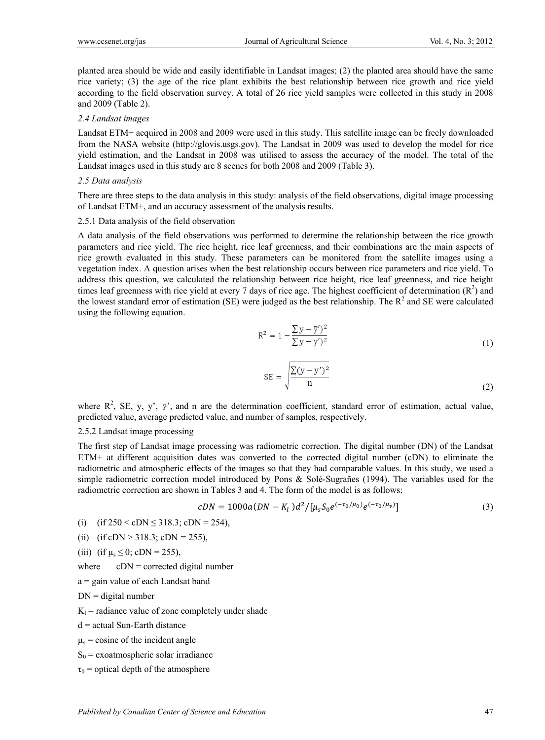planted area should be wide and easily identifiable in Landsat images; (2) the planted area should have the same rice variety; (3) the age of the rice plant exhibits the best relationship between rice growth and rice yield according to the field observation survey. A total of 26 rice yield samples were collected in this study in 2008 and 2009 (Table 2).

### *2.4 Landsat images*

Landsat ETM+ acquired in 2008 and 2009 were used in this study. This satellite image can be freely downloaded from the NASA website (http://glovis.usgs.gov). The Landsat in 2009 was used to develop the model for rice yield estimation, and the Landsat in 2008 was utilised to assess the accuracy of the model. The total of the Landsat images used in this study are 8 scenes for both 2008 and 2009 (Table 3).

### *2.5 Data analysis*

There are three steps to the data analysis in this study: analysis of the field observations, digital image processing of Landsat ETM+, and an accuracy assessment of the analysis results.

#### 2.5.1 Data analysis of the field observation

A data analysis of the field observations was performed to determine the relationship between the rice growth parameters and rice yield. The rice height, rice leaf greenness, and their combinations are the main aspects of rice growth evaluated in this study. These parameters can be monitored from the satellite images using a vegetation index. A question arises when the best relationship occurs between rice parameters and rice yield. To address this question, we calculated the relationship between rice height, rice leaf greenness, and rice height times leaf greenness with rice yield at every 7 days of rice age. The highest coefficient of determination ($R^2$) and the lowest standard error of estimation (SE) were judged as the best relationship. The $R^2$ and SE were calculated using the following equation.

$$R^2 = 1 - \frac{\sum y - \bar{y}')^2}{\sum y - y')^2} \tag{1}$$

$$SE = \sqrt{\frac{\sum(y - y')^2}{n}} \tag{2}$$

where $R^2$, SE, y, y', $\bar{y}$', and n are the determination coefficient, standard error of estimation, actual value, predicted value, average predicted value, and number of samples, respectively.

#### 2.5.2 Landsat image processing

The first step of Landsat image processing was radiometric correction. The digital number (DN) of the Landsat ETM+ at different acquisition dates was converted to the corrected digital number (cDN) to eliminate the radiometric and atmospheric effects of the images so that they had comparable values. In this study, we used a simple radiometric correction model introduced by Pons & Solé-Sugrañes (1994). The variables used for the radiometric correction are shown in Tables 3 and 4. The form of the model is as follows:

$$cDN = 1000a(DN - K_l)d^2/[\mu_s S_0 e^{(-\tau_0/\mu_0)} e^{(-\tau_0/\mu_v)}] \tag{3}$$

(i) (if 250 < cDN ≤ 318.3; cDN = 254),

(ii) (if cDN > 318.3; cDN = 255),

(iii) (if $\mu_s \leq 0$; cDN = 255),

where cDN = corrected digital number

a = gain value of each Landsat band

DN = digital number

$K_l$ = radiance value of zone completely under shade

d = actual Sun-Earth distance

$\mu_s$ = cosine of the incident angle

$S_0$ = exoatmospheric solar irradiance

$\tau_0$ = optical depth of the atmosphere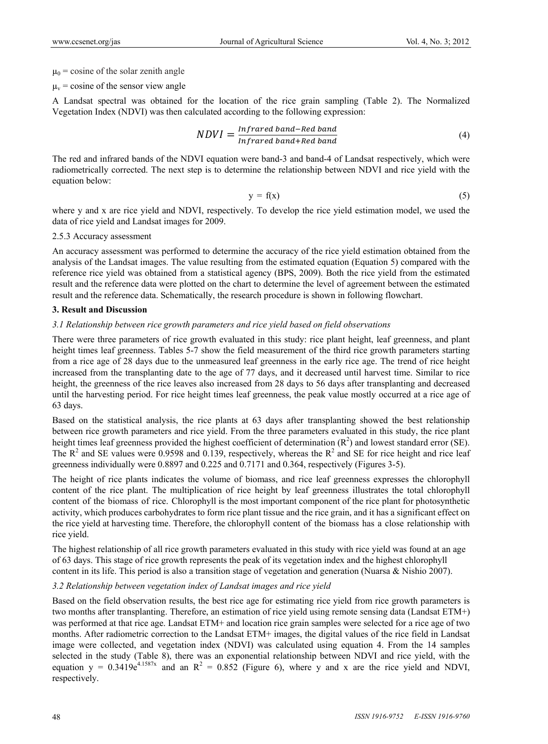$\mu_0$ = cosine of the solar zenith angle

$\mu_v$ = cosine of the sensor view angle

A Landsat spectral was obtained for the location of the rice grain sampling (Table 2). The Normalized Vegetation Index (NDVI) was then calculated according to the following expression:

$$NDVI = \frac{Infrared\ band - Red\ band}{Infrared\ band + Red\ band} \tag{4}$$

The red and infrared bands of the NDVI equation were band-3 and band-4 of Landsat respectively, which were radiometrically corrected. The next step is to determine the relationship between NDVI and rice yield with the equation below:

$$y = f(x) \tag{5}$$

where y and x are rice yield and NDVI, respectively. To develop the rice yield estimation model, we used the data of rice yield and Landsat images for 2009.

2.5.3 Accuracy assessment

An accuracy assessment was performed to determine the accuracy of the rice yield estimation obtained from the analysis of the Landsat images. The value resulting from the estimated equation (Equation 5) compared with the reference rice yield was obtained from a statistical agency (BPS, 2009). Both the rice yield from the estimated result and the reference data were plotted on the chart to determine the level of agreement between the estimated result and the reference data. Schematically, the research procedure is shown in following flowchart.

## 3. Result and Discussion

### *3.1 Relationship between rice growth parameters and rice yield based on field observations*

There were three parameters of rice growth evaluated in this study: rice plant height, leaf greenness, and plant height times leaf greenness. Tables 5-7 show the field measurement of the third rice growth parameters starting from a rice age of 28 days due to the unmeasured leaf greenness in the early rice age. The trend of rice height increased from the transplanting date to the age of 77 days, and it decreased until harvest time. Similar to rice height, the greenness of the rice leaves also increased from 28 days to 56 days after transplanting and decreased until the harvesting period. For rice height times leaf greenness, the peak value mostly occurred at a rice age of 63 days.

Based on the statistical analysis, the rice plants at 63 days after transplanting showed the best relationship between rice growth parameters and rice yield. From the three parameters evaluated in this study, the rice plant height times leaf greenness provided the highest coefficient of determination ($R^2$) and lowest standard error (SE). The $R^2$ and SE values were 0.9598 and 0.139, respectively, whereas the $R^2$ and SE for rice height and rice leaf greenness individually were 0.8897 and 0.225 and 0.7171 and 0.364, respectively (Figures 3-5).

The height of rice plants indicates the volume of biomass, and rice leaf greenness expresses the chlorophyll content of the rice plant. The multiplication of rice height by leaf greenness illustrates the total chlorophyll content of the biomass of rice. Chlorophyll is the most important component of the rice plant for photosynthetic activity, which produces carbohydrates to form rice plant tissue and the rice grain, and it has a significant effect on the rice yield at harvesting time. Therefore, the chlorophyll content of the biomass has a close relationship with rice yield.

The highest relationship of all rice growth parameters evaluated in this study with rice yield was found at an age of 63 days. This stage of rice growth represents the peak of its vegetation index and the highest chlorophyll content in its life. This period is also a transition stage of vegetation and generation (Nuarsa & Nishio 2007).

### *3.2 Relationship between vegetation index of Landsat images and rice yield*

Based on the field observation results, the best rice age for estimating rice yield from rice growth parameters is two months after transplanting. Therefore, an estimation of rice yield using remote sensing data (Landsat ETM+) was performed at that rice age. Landsat ETM+ and location rice grain samples were selected for a rice age of two months. After radiometric correction to the Landsat ETM+ images, the digital values of the rice field in Landsat image were collected, and vegetation index (NDVI) was calculated using equation 4. From the 14 samples selected in the study (Table 8), there was an exponential relationship between NDVI and rice yield, with the equation $y = 0.3419e^{4.1587x}$ and an $R^2 = 0.852$ (Figure 6), where y and x are the rice yield and NDVI, respectively.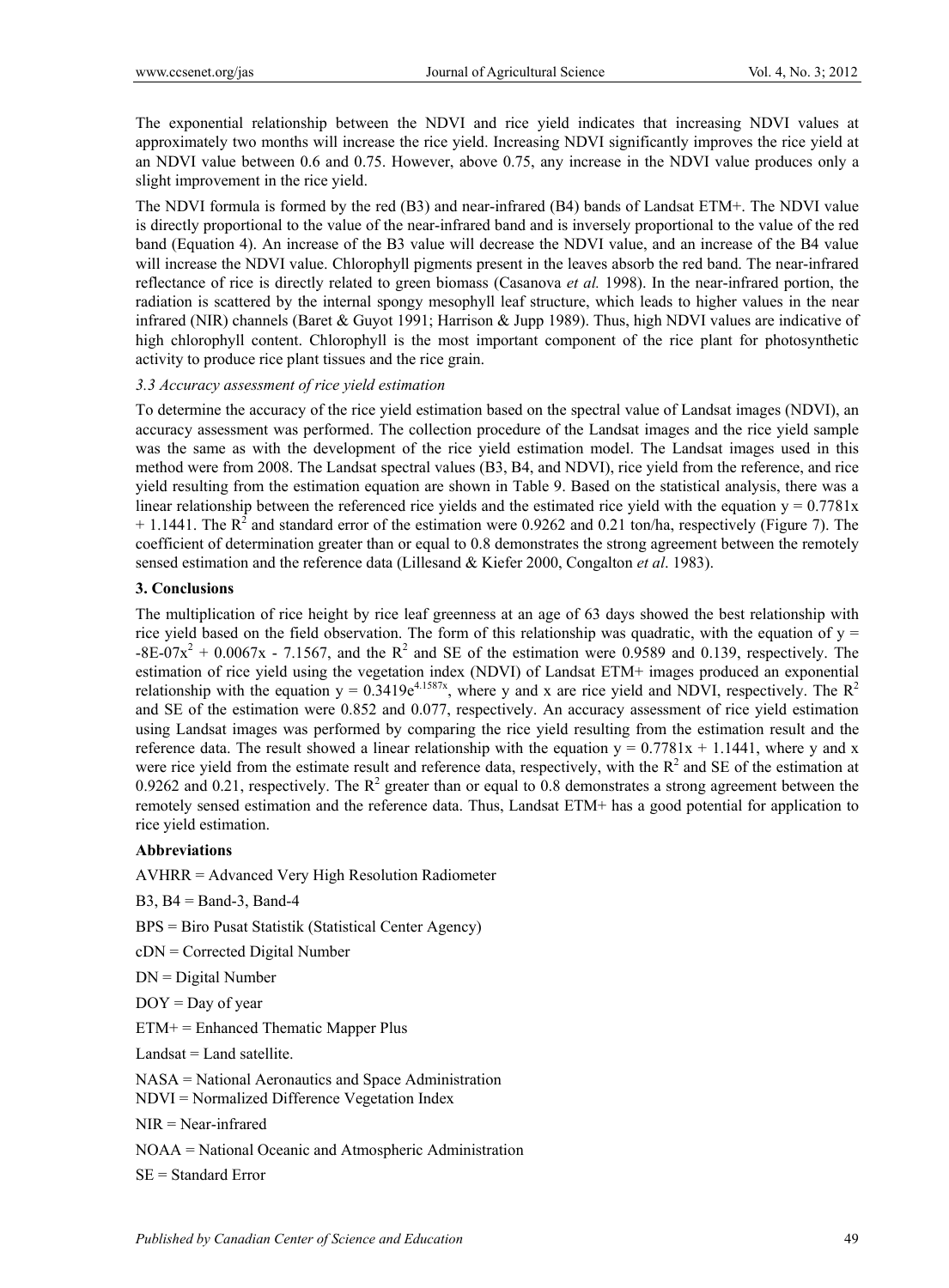The exponential relationship between the NDVI and rice yield indicates that increasing NDVI values at approximately two months will increase the rice yield. Increasing NDVI significantly improves the rice yield at an NDVI value between 0.6 and 0.75. However, above 0.75, any increase in the NDVI value produces only a slight improvement in the rice yield.

The NDVI formula is formed by the red (B3) and near-infrared (B4) bands of Landsat ETM+. The NDVI value is directly proportional to the value of the near-infrared band and is inversely proportional to the value of the red band (Equation 4). An increase of the B3 value will decrease the NDVI value, and an increase of the B4 value will increase the NDVI value. Chlorophyll pigments present in the leaves absorb the red band. The near-infrared reflectance of rice is directly related to green biomass (Casanova *et al.* 1998). In the near-infrared portion, the radiation is scattered by the internal spongy mesophyll leaf structure, which leads to higher values in the near infrared (NIR) channels (Baret & Guyot 1991; Harrison & Jupp 1989). Thus, high NDVI values are indicative of high chlorophyll content. Chlorophyll is the most important component of the rice plant for photosynthetic activity to produce rice plant tissues and the rice grain.

### *3.3 Accuracy assessment of rice yield estimation*

To determine the accuracy of the rice yield estimation based on the spectral value of Landsat images (NDVI), an accuracy assessment was performed. The collection procedure of the Landsat images and the rice yield sample was the same as with the development of the rice yield estimation model. The Landsat images used in this method were from 2008. The Landsat spectral values (B3, B4, and NDVI), rice yield from the reference, and rice yield resulting from the estimation equation are shown in Table 9. Based on the statistical analysis, there was a linear relationship between the referenced rice yields and the estimated rice yield with the equation $y = 0.7781x + 1.1441$. The $R^2$ and standard error of the estimation were 0.9262 and 0.21 ton/ha, respectively (Figure 7). The coefficient of determination greater than or equal to 0.8 demonstrates the strong agreement between the remotely sensed estimation and the reference data (Lillesand & Kiefer 2000, Congalton *et al*. 1983).

## 3. Conclusions

The multiplication of rice height by rice leaf greenness at an age of 63 days showed the best relationship with rice yield based on the field observation. The form of this relationship was quadratic, with the equation of $y = -8E\text{-}07x^2 + 0.0067x - 7.1567$, and the $R^2$ and SE of the estimation were 0.9589 and 0.139, respectively. The estimation of rice yield using the vegetation index (NDVI) of Landsat ETM+ images produced an exponential relationship with the equation $y = 0.3419e^{4.1587x}$, where y and x are rice yield and NDVI, respectively. The $R^2$ and SE of the estimation were 0.852 and 0.077, respectively. An accuracy assessment of rice yield estimation using Landsat images was performed by comparing the rice yield resulting from the estimation result and the reference data. The result showed a linear relationship with the equation $y = 0.7781x + 1.1441$, where y and x were rice yield from the estimate result and reference data, respectively, with the $R^2$ and SE of the estimation at 0.9262 and 0.21, respectively. The $R^2$ greater than or equal to 0.8 demonstrates a strong agreement between the remotely sensed estimation and the reference data. Thus, Landsat ETM+ has a good potential for application to rice yield estimation.

## Abbreviations

AVHRR = Advanced Very High Resolution Radiometer

B3, B4 = Band-3, Band-4

BPS = Biro Pusat Statistik (Statistical Center Agency)

cDN = Corrected Digital Number

DN = Digital Number

DOY = Day of year

ETM+ = Enhanced Thematic Mapper Plus

Landsat = Land satellite.

NASA = National Aeronautics and Space Administration

NDVI = Normalized Difference Vegetation Index

NIR = Near-infrared

NOAA = National Oceanic and Atmospheric Administration

SE = Standard Error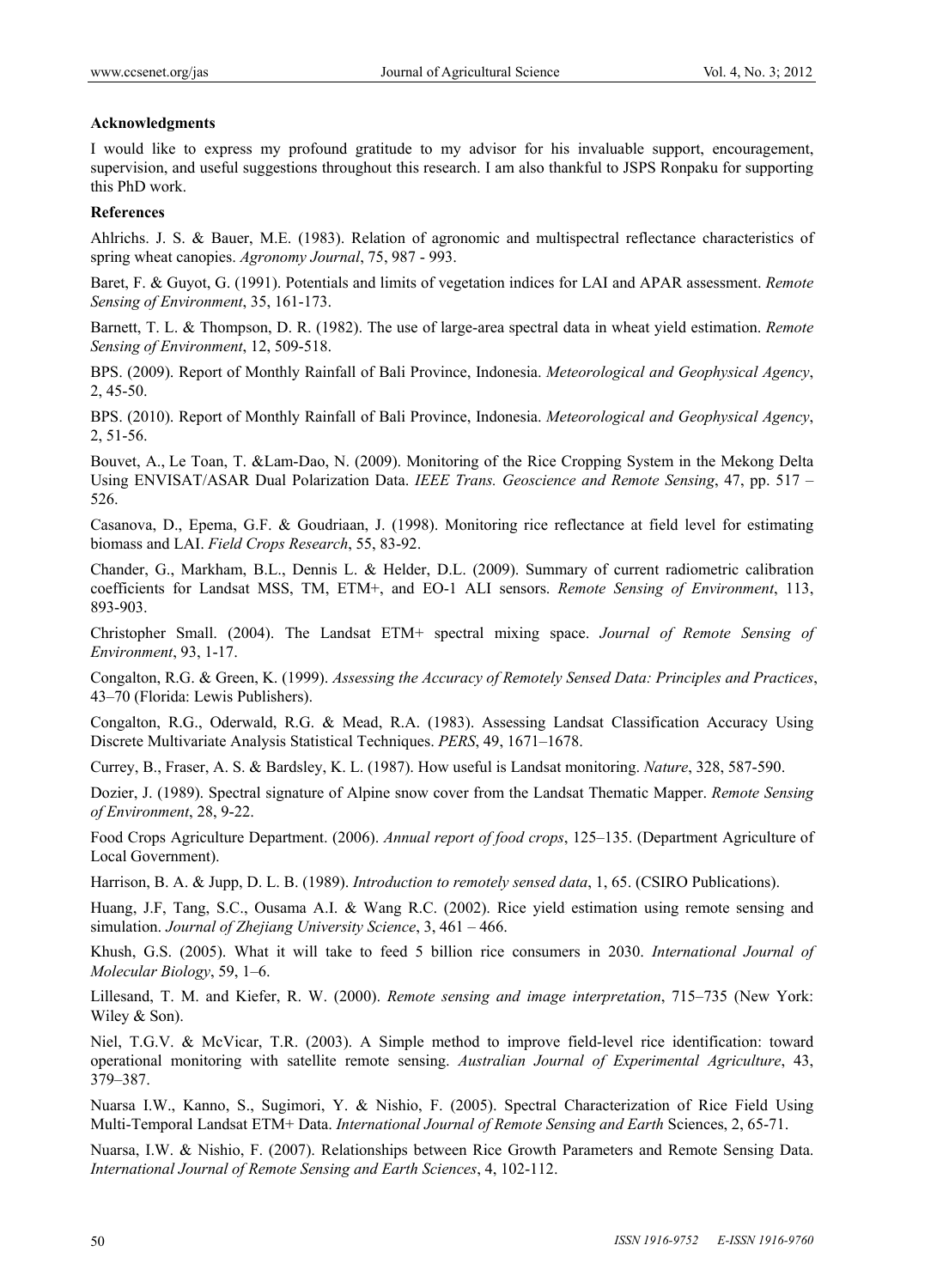## Acknowledgments

I would like to express my profound gratitude to my advisor for his invaluable support, encouragement, supervision, and useful suggestions throughout this research. I am also thankful to JSPS Ronpaku for supporting this PhD work.

## References

Ahlrichs. J. S. & Bauer, M.E. (1983). Relation of agronomic and multispectral reflectance characteristics of spring wheat canopies. *Agronomy Journal*, 75, 987 - 993.

Baret, F. & Guyot, G. (1991). Potentials and limits of vegetation indices for LAI and APAR assessment. *Remote Sensing of Environment*, 35, 161-173.

Barnett, T. L. & Thompson, D. R. (1982). The use of large-area spectral data in wheat yield estimation. *Remote Sensing of Environment*, 12, 509-518.

BPS. (2009). Report of Monthly Rainfall of Bali Province, Indonesia. *Meteorological and Geophysical Agency*, 2, 45-50.

BPS. (2010). Report of Monthly Rainfall of Bali Province, Indonesia. *Meteorological and Geophysical Agency*, 2, 51-56.

Bouvet, A., Le Toan, T. &Lam-Dao, N. (2009). Monitoring of the Rice Cropping System in the Mekong Delta Using ENVISAT/ASAR Dual Polarization Data. *IEEE Trans. Geoscience and Remote Sensing*, 47, pp. 517 – 526.

Casanova, D., Epema, G.F. & Goudriaan, J. (1998). Monitoring rice reflectance at field level for estimating biomass and LAI. *Field Crops Research*, 55, 83-92.

Chander, G., Markham, B.L., Dennis L. & Helder, D.L. (2009). Summary of current radiometric calibration coefficients for Landsat MSS, TM, ETM+, and EO-1 ALI sensors. *Remote Sensing of Environment*, 113, 893-903.

Christopher Small. (2004). The Landsat ETM+ spectral mixing space. *Journal of Remote Sensing of Environment*, 93, 1-17.

Congalton, R.G. & Green, K. (1999). *Assessing the Accuracy of Remotely Sensed Data: Principles and Practices*, 43–70 (Florida: Lewis Publishers).

Congalton, R.G., Oderwald, R.G. & Mead, R.A. (1983). Assessing Landsat Classification Accuracy Using Discrete Multivariate Analysis Statistical Techniques. *PERS*, 49, 1671–1678.

Currey, B., Fraser, A. S. & Bardsley, K. L. (1987). How useful is Landsat monitoring. *Nature*, 328, 587-590.

Dozier, J. (1989). Spectral signature of Alpine snow cover from the Landsat Thematic Mapper. *Remote Sensing of Environment*, 28, 9-22.

Food Crops Agriculture Department. (2006). *Annual report of food crops*, 125–135. (Department Agriculture of Local Government).

Harrison, B. A. & Jupp, D. L. B. (1989). *Introduction to remotely sensed data*, 1, 65. (CSIRO Publications).

Huang, J.F, Tang, S.C., Ousama A.I. & Wang R.C. (2002). Rice yield estimation using remote sensing and simulation. *Journal of Zhejiang University Science*, 3, 461 – 466.

Khush, G.S. (2005). What it will take to feed 5 billion rice consumers in 2030. *International Journal of Molecular Biology*, 59, 1–6.

Lillesand, T. M. and Kiefer, R. W. (2000). *Remote sensing and image interpretation*, 715–735 (New York: Wiley & Son).

Niel, T.G.V. & McVicar, T.R. (2003). A Simple method to improve field-level rice identification: toward operational monitoring with satellite remote sensing. *Australian Journal of Experimental Agriculture*, 43, 379–387.

Nuarsa I.W., Kanno, S., Sugimori, Y. & Nishio, F. (2005). Spectral Characterization of Rice Field Using Multi-Temporal Landsat ETM+ Data. *International Journal of Remote Sensing and Earth* Sciences, 2, 65-71.

Nuarsa, I.W. & Nishio, F. (2007). Relationships between Rice Growth Parameters and Remote Sensing Data. *International Journal of Remote Sensing and Earth Sciences*, 4, 102-112.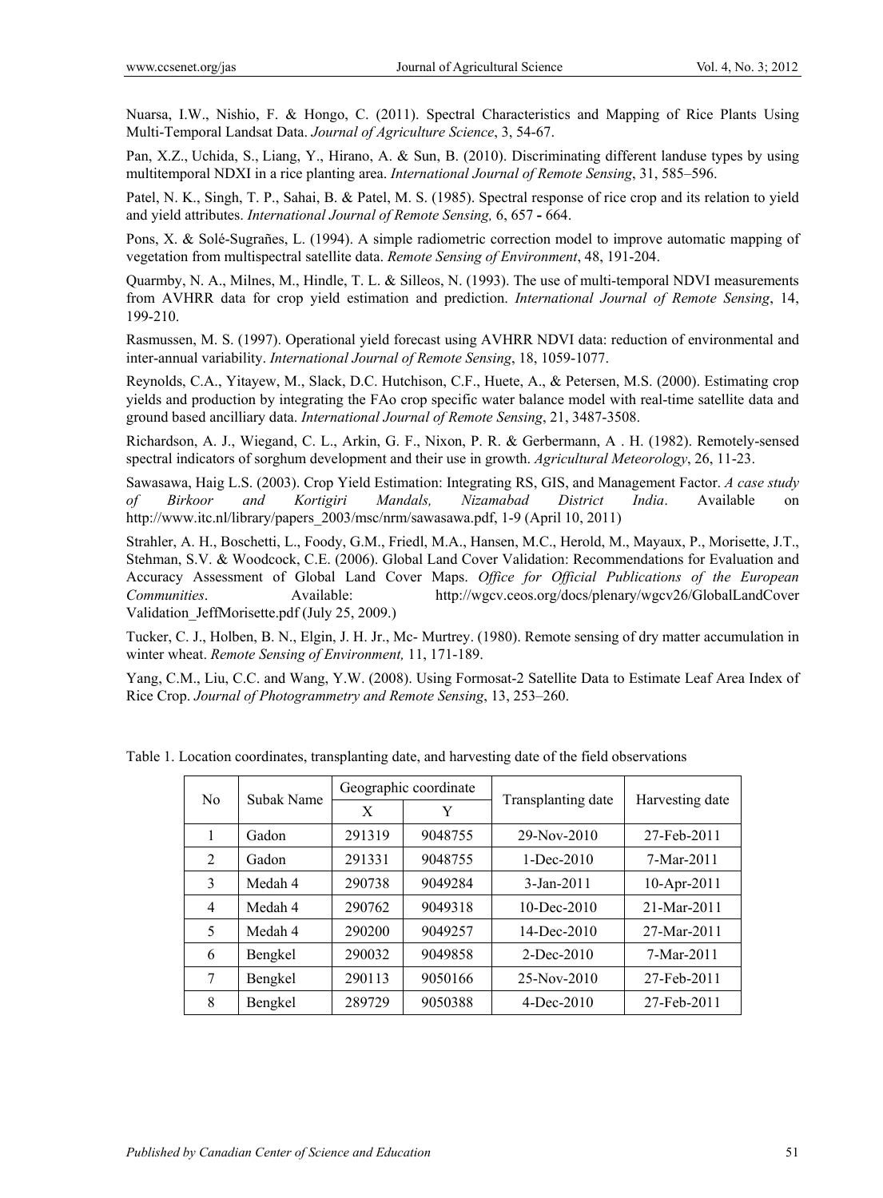Nuarsa, I.W., Nishio, F. & Hongo, C. (2011). Spectral Characteristics and Mapping of Rice Plants Using Multi-Temporal Landsat Data. *Journal of Agriculture Science*, 3, 54-67.

Pan, X.Z., Uchida, S., Liang, Y., Hirano, A. & Sun, B. (2010). Discriminating different landuse types by using multitemporal NDXI in a rice planting area. *International Journal of Remote Sensing*, 31, 585–596.

Patel, N. K., Singh, T. P., Sahai, B. & Patel, M. S. (1985). Spectral response of rice crop and its relation to yield and yield attributes. *International Journal of Remote Sensing,* 6, 657 **-** 664.

Pons, X. & Solé-Sugrañes, L. (1994). A simple radiometric correction model to improve automatic mapping of vegetation from multispectral satellite data. *Remote Sensing of Environment*, 48, 191-204.

Quarmby, N. A., Milnes, M., Hindle, T. L. & Silleos, N. (1993). The use of multi-temporal NDVI measurements from AVHRR data for crop yield estimation and prediction. *International Journal of Remote Sensing*, 14, 199-210.

Rasmussen, M. S. (1997). Operational yield forecast using AVHRR NDVI data: reduction of environmental and inter-annual variability. *International Journal of Remote Sensing*, 18, 1059-1077.

Reynolds, C.A., Yitayew, M., Slack, D.C. Hutchison, C.F., Huete, A., & Petersen, M.S. (2000). Estimating crop yields and production by integrating the FAo crop specific water balance model with real-time satellite data and ground based ancilliary data. *International Journal of Remote Sensing*, 21, 3487-3508.

Richardson, A. J., Wiegand, C. L., Arkin, G. F., Nixon, P. R. & Gerbermann, A . H. (1982). Remotely-sensed spectral indicators of sorghum development and their use in growth. *Agricultural Meteorology*, 26, 11-23.

Sawasawa, Haig L.S. (2003). Crop Yield Estimation: Integrating RS, GIS, and Management Factor. *A case study of Birkoor and Kortigiri Mandals, Nizamabad District India*. Available on http://www.itc.nl/library/papers_2003/msc/nrm/sawasawa.pdf, 1-9 (April 10, 2011)

Strahler, A. H., Boschetti, L., Foody, G.M., Friedl, M.A., Hansen, M.C., Herold, M., Mayaux, P., Morisette, J.T., Stehman, S.V. & Woodcock, C.E. (2006). Global Land Cover Validation: Recommendations for Evaluation and Accuracy Assessment of Global Land Cover Maps. *Office for Official Publications of the European Communities*. Available: http://wgcv.ceos.org/docs/plenary/wgcv26/GlobalLandCover Validation_JeffMorisette.pdf (July 25, 2009.)

Tucker, C. J., Holben, B. N., Elgin, J. H. Jr., Mc- Murtrey. (1980). Remote sensing of dry matter accumulation in winter wheat. *Remote Sensing of Environment,* 11, 171-189.

Yang, C.M., Liu, C.C. and Wang, Y.W. (2008). Using Formosat-2 Satellite Data to Estimate Leaf Area Index of Rice Crop. *Journal of Photogrammetry and Remote Sensing*, 13, 253–260.

Table 1. Location coordinates, transplanting date, and harvesting date of the field observations

| No | Subak Name | Geographic coordinate | | Transplanting date | Harvesting date |
|---|---|---|---|---|---|
| | | X | Y | | |
| 1 | Gadon | 291319 | 9048755 | 29-Nov-2010 | 27-Feb-2011 |
| 2 | Gadon | 291331 | 9048755 | 1-Dec-2010 | 7-Mar-2011 |
| 3 | Medah 4 | 290738 | 9049284 | 3-Jan-2011 | 10-Apr-2011 |
| 4 | Medah 4 | 290762 | 9049318 | 10-Dec-2010 | 21-Mar-2011 |
| 5 | Medah 4 | 290200 | 9049257 | 14-Dec-2010 | 27-Mar-2011 |
| 6 | Bengkel | 290032 | 9049858 | 2-Dec-2010 | 7-Mar-2011 |
| 7 | Bengkel | 290113 | 9050166 | 25-Nov-2010 | 27-Feb-2011 |
| 8 | Bengkel | 289729 | 9050388 | 4-Dec-2010 | 27-Feb-2011 |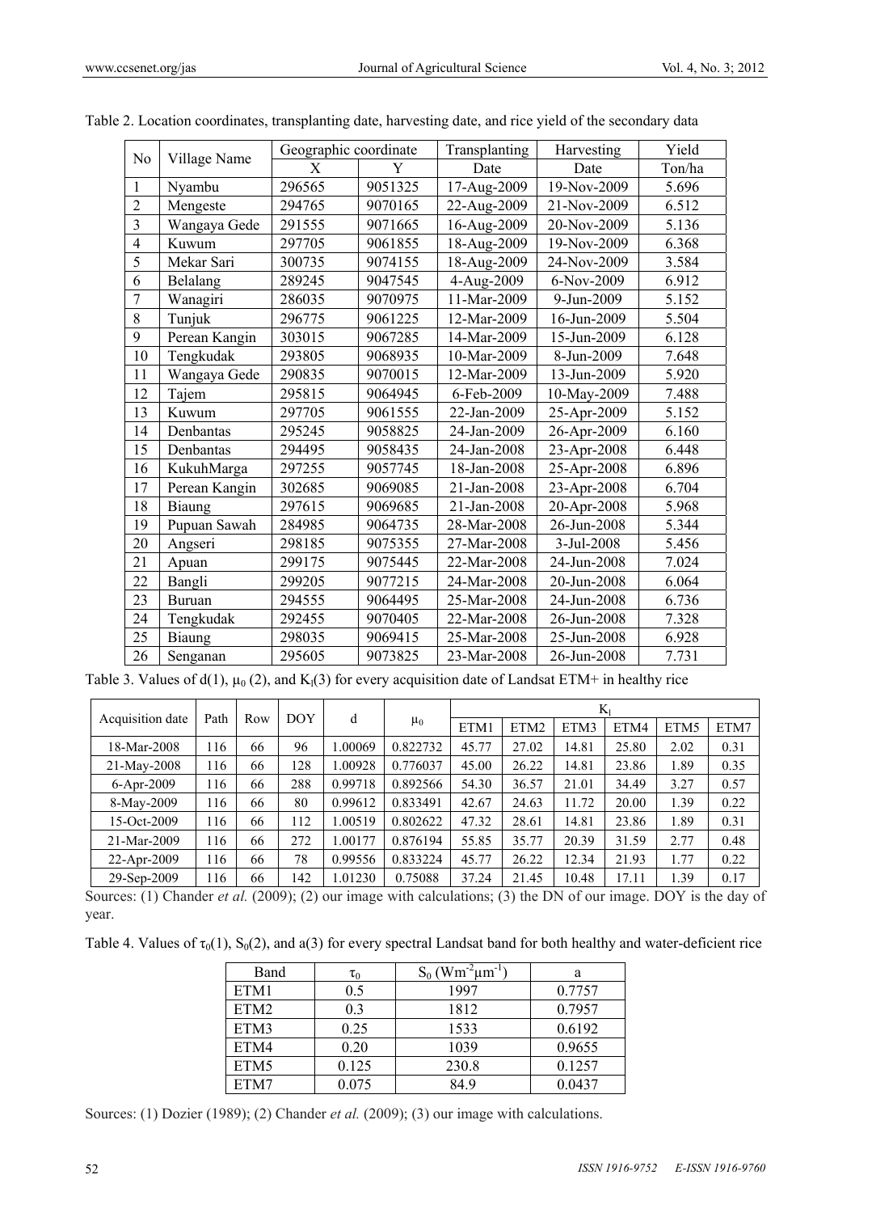Table 2. Location coordinates, transplanting date, harvesting date, and rice yield of the secondary data

| No | Village Name | Geographic coordinate | | Transplanting | Harvesting | Yield |
|---|---|---|---|---|---|---|
| | | X | Y | Date | Date | Ton/ha |
| 1 | Nyambu | 296565 | 9051325 | 17-Aug-2009 | 19-Nov-2009 | 5.696 |
| 2 | Mengeste | 294765 | 9070165 | 22-Aug-2009 | 21-Nov-2009 | 6.512 |
| 3 | Wangaya Gede | 291555 | 9071665 | 16-Aug-2009 | 20-Nov-2009 | 5.136 |
| 4 | Kuwum | 297705 | 9061855 | 18-Aug-2009 | 19-Nov-2009 | 6.368 |
| 5 | Mekar Sari | 300735 | 9074155 | 18-Aug-2009 | 24-Nov-2009 | 3.584 |
| 6 | Belalang | 289245 | 9047545 | 4-Aug-2009 | 6-Nov-2009 | 6.912 |
| 7 | Wanagiri | 286035 | 9070975 | 11-Mar-2009 | 9-Jun-2009 | 5.152 |
| 8 | Tunjuk | 296775 | 9061225 | 12-Mar-2009 | 16-Jun-2009 | 5.504 |
| 9 | Perean Kangin | 303015 | 9067285 | 14-Mar-2009 | 15-Jun-2009 | 6.128 |
| 10 | Tengkudak | 293805 | 9068935 | 10-Mar-2009 | 8-Jun-2009 | 7.648 |
| 11 | Wangaya Gede | 290835 | 9070015 | 12-Mar-2009 | 13-Jun-2009 | 5.920 |
| 12 | Tajem | 295815 | 9064945 | 6-Feb-2009 | 10-May-2009 | 7.488 |
| 13 | Kuwum | 297705 | 9061555 | 22-Jan-2009 | 25-Apr-2009 | 5.152 |
| 14 | Denbantas | 295245 | 9058825 | 24-Jan-2009 | 26-Apr-2009 | 6.160 |
| 15 | Denbantas | 294495 | 9058435 | 24-Jan-2008 | 23-Apr-2008 | 6.448 |
| 16 | KukuhMarga | 297255 | 9057745 | 18-Jan-2008 | 25-Apr-2008 | 6.896 |
| 17 | Perean Kangin | 302685 | 9069085 | 21-Jan-2008 | 23-Apr-2008 | 6.704 |
| 18 | Biaung | 297615 | 9069685 | 21-Jan-2008 | 20-Apr-2008 | 5.968 |
| 19 | Pupuan Sawah | 284985 | 9064735 | 28-Mar-2008 | 26-Jun-2008 | 5.344 |
| 20 | Angseri | 298185 | 9075355 | 27-Mar-2008 | 3-Jul-2008 | 5.456 |
| 21 | Apuan | 299175 | 9075445 | 22-Mar-2008 | 24-Jun-2008 | 7.024 |
| 22 | Bangli | 299205 | 9077215 | 24-Mar-2008 | 20-Jun-2008 | 6.064 |
| 23 | Buruan | 294555 | 9064495 | 25-Mar-2008 | 24-Jun-2008 | 6.736 |
| 24 | Tengkudak | 292455 | 9070405 | 22-Mar-2008 | 26-Jun-2008 | 7.328 |
| 25 | Biaung | 298035 | 9069415 | 25-Mar-2008 | 25-Jun-2008 | 6.928 |
| 26 | Senganan | 295605 | 9073825 | 23-Mar-2008 | 26-Jun-2008 | 7.731 |

Table 3. Values of d(1), $\mu_0$ (2), and $K_l$(3) for every acquisition date of Landsat ETM+ in healthy rice

| Acquisition date | Path | Row | DOY | d | $\mu_0$ | $K_l$ | | | | | |
|---|---|---|---|---|---|---|---|---|---|---|---|
| | | | | | | ETM1 | ETM2 | ETM3 | ETM4 | ETM5 | ETM7 |
| 18-Mar-2008 | 116 | 66 | 96 | 1.00069 | 0.822732 | 45.77 | 27.02 | 14.81 | 25.80 | 2.02 | 0.31 |
| 21-May-2008 | 116 | 66 | 128 | 1.00928 | 0.776037 | 45.00 | 26.22 | 14.81 | 23.86 | 1.89 | 0.35 |
| 6-Apr-2009 | 116 | 66 | 288 | 0.99718 | 0.892566 | 54.30 | 36.57 | 21.01 | 34.49 | 3.27 | 0.57 |
| 8-May-2009 | 116 | 66 | 80 | 0.99612 | 0.833491 | 42.67 | 24.63 | 11.72 | 20.00 | 1.39 | 0.22 |
| 15-Oct-2009 | 116 | 66 | 112 | 1.00519 | 0.802622 | 47.32 | 28.61 | 14.81 | 23.86 | 1.89 | 0.31 |
| 21-Mar-2009 | 116 | 66 | 272 | 1.00177 | 0.876194 | 55.85 | 35.77 | 20.39 | 31.59 | 2.77 | 0.48 |
| 22-Apr-2009 | 116 | 66 | 78 | 0.99556 | 0.833224 | 45.77 | 26.22 | 12.34 | 21.93 | 1.77 | 0.22 |
| 29-Sep-2009 | 116 | 66 | 142 | 1.01230 | 0.75088 | 37.24 | 21.45 | 10.48 | 17.11 | 1.39 | 0.17 |

Sources: (1) Chander *et al.* (2009); (2) our image with calculations; (3) the DN of our image. DOY is the day of year.

Table 4. Values of $\tau_0$(1), $S_0$(2), and a(3) for every spectral Landsat band for both healthy and water-deficient rice

| Band | $\tau_0$ | $S_0$ ($Wm^{-2}\mu m^{-1}$) | a |
|---|---|---|---|
| ETM1 | 0.5 | 1997 | 0.7757 |
| ETM2 | 0.3 | 1812 | 0.7957 |
| ETM3 | 0.25 | 1533 | 0.6192 |
| ETM4 | 0.20 | 1039 | 0.9655 |
| ETM5 | 0.125 | 230.8 | 0.1257 |
| ETM7 | 0.075 | 84.9 | 0.0437 |

Sources: (1) Dozier (1989); (2) Chander *et al.* (2009); (3) our image with calculations.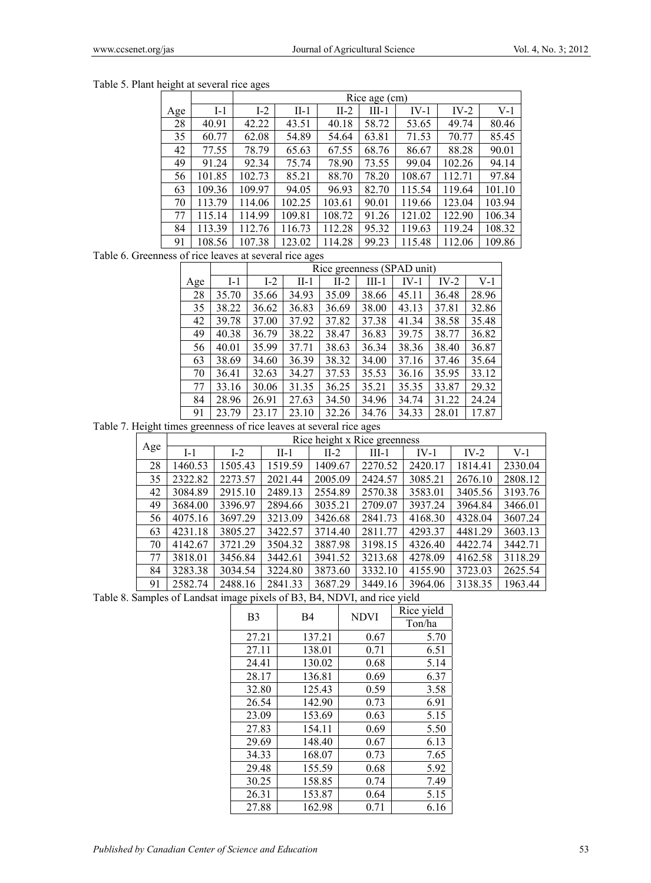Table 5. Plant height at several rice ages

| | Rice age (cm) | | | | | | | |
|---|---|---|---|---|---|---|---|---|
| Age | I-1 | I-2 | II-1 | II-2 | III-1 | IV-1 | IV-2 | V-1 |
| 28 | 40.91 | 42.22 | 43.51 | 40.18 | 58.72 | 53.65 | 49.74 | 80.46 |
| 35 | 60.77 | 62.08 | 54.89 | 54.64 | 63.81 | 71.53 | 70.77 | 85.45 |
| 42 | 77.55 | 78.79 | 65.63 | 67.55 | 68.76 | 86.67 | 88.28 | 90.01 |
| 49 | 91.24 | 92.34 | 75.74 | 78.90 | 73.55 | 99.04 | 102.26 | 94.14 |
| 56 | 101.85 | 102.73 | 85.21 | 88.70 | 78.20 | 108.67 | 112.71 | 97.84 |
| 63 | 109.36 | 109.97 | 94.05 | 96.93 | 82.70 | 115.54 | 119.64 | 101.10 |
| 70 | 113.79 | 114.06 | 102.25 | 103.61 | 90.01 | 119.66 | 123.04 | 103.94 |
| 77 | 115.14 | 114.99 | 109.81 | 108.72 | 91.26 | 121.02 | 122.90 | 106.34 |
| 84 | 113.39 | 112.76 | 116.73 | 112.28 | 95.32 | 119.63 | 119.24 | 108.32 |
| 91 | 108.56 | 107.38 | 123.02 | 114.28 | 99.23 | 115.48 | 112.06 | 109.86 |

Table 6. Greenness of rice leaves at several rice ages

| | Rice greenness (SPAD unit) | | | | | | | |
|---|---|---|---|---|---|---|---|---|
| Age | I-1 | I-2 | II-1 | II-2 | III-1 | IV-1 | IV-2 | V-1 |
| 28 | 35.70 | 35.66 | 34.93 | 35.09 | 38.66 | 45.11 | 36.48 | 28.96 |
| 35 | 38.22 | 36.62 | 36.83 | 36.69 | 38.00 | 43.13 | 37.81 | 32.86 |
| 42 | 39.78 | 37.00 | 37.92 | 37.82 | 37.38 | 41.34 | 38.58 | 35.48 |
| 49 | 40.38 | 36.79 | 38.22 | 38.47 | 36.83 | 39.75 | 38.77 | 36.82 |
| 56 | 40.01 | 35.99 | 37.71 | 38.63 | 36.34 | 38.36 | 38.40 | 36.87 |
| 63 | 38.69 | 34.60 | 36.39 | 38.32 | 34.00 | 37.16 | 37.46 | 35.64 |
| 70 | 36.41 | 32.63 | 34.27 | 37.53 | 35.53 | 36.16 | 35.95 | 33.12 |
| 77 | 33.16 | 30.06 | 31.35 | 36.25 | 35.21 | 35.35 | 33.87 | 29.32 |
| 84 | 28.96 | 26.91 | 27.63 | 34.50 | 34.96 | 34.74 | 31.22 | 24.24 |
| 91 | 23.79 | 23.17 | 23.10 | 32.26 | 34.76 | 34.33 | 28.01 | 17.87 |

Table 7. Height times greenness of rice leaves at several rice ages

| Age | Rice height x Rice greenness | | | | | | | |
|---|---|---|---|---|---|---|---|---|
| | I-1 | I-2 | II-1 | II-2 | III-1 | IV-1 | IV-2 | V-1 |
| 28 | 1460.53 | 1505.43 | 1519.59 | 1409.67 | 2270.52 | 2420.17 | 1814.41 | 2330.04 |
| 35 | 2322.82 | 2273.57 | 2021.44 | 2005.09 | 2424.57 | 3085.21 | 2676.10 | 2808.12 |
| 42 | 3084.89 | 2915.10 | 2489.13 | 2554.89 | 2570.38 | 3583.01 | 3405.56 | 3193.76 |
| 49 | 3684.00 | 3396.97 | 2894.66 | 3035.21 | 2709.07 | 3937.24 | 3964.84 | 3466.01 |
| 56 | 4075.16 | 3697.29 | 3213.09 | 3426.68 | 2841.73 | 4168.30 | 4328.04 | 3607.24 |
| 63 | 4231.18 | 3805.27 | 3422.57 | 3714.40 | 2811.77 | 4293.37 | 4481.29 | 3603.13 |
| 70 | 4142.67 | 3721.29 | 3504.32 | 3887.98 | 3198.15 | 4326.40 | 4422.74 | 3442.71 |
| 77 | 3818.01 | 3456.84 | 3442.61 | 3941.52 | 3213.68 | 4278.09 | 4162.58 | 3118.29 |
| 84 | 3283.38 | 3034.54 | 3224.80 | 3873.60 | 3332.10 | 4155.90 | 3723.03 | 2625.54 |
| 91 | 2582.74 | 2488.16 | 2841.33 | 3687.29 | 3449.16 | 3964.06 | 3138.35 | 1963.44 |

Table 8. Samples of Landsat image pixels of B3, B4, NDVI, and rice yield

| B3 | B4 | NDVI | Rice yield Ton/ha |
|---|---|---|---|
| 27.21 | 137.21 | 0.67 | 5.70 |
| 27.11 | 138.01 | 0.71 | 6.51 |
| 24.41 | 130.02 | 0.68 | 5.14 |
| 28.17 | 136.81 | 0.69 | 6.37 |
| 32.80 | 125.43 | 0.59 | 3.58 |
| 26.54 | 142.90 | 0.73 | 6.91 |
| 23.09 | 153.69 | 0.63 | 5.15 |
| 27.83 | 154.11 | 0.69 | 5.50 |
| 29.69 | 148.40 | 0.67 | 6.13 |
| 34.33 | 168.07 | 0.73 | 7.65 |
| 29.48 | 155.59 | 0.68 | 5.92 |
| 30.25 | 158.85 | 0.74 | 7.49 |
| 26.31 | 153.87 | 0.64 | 5.15 |
| 27.88 | 162.98 | 0.71 | 6.16 |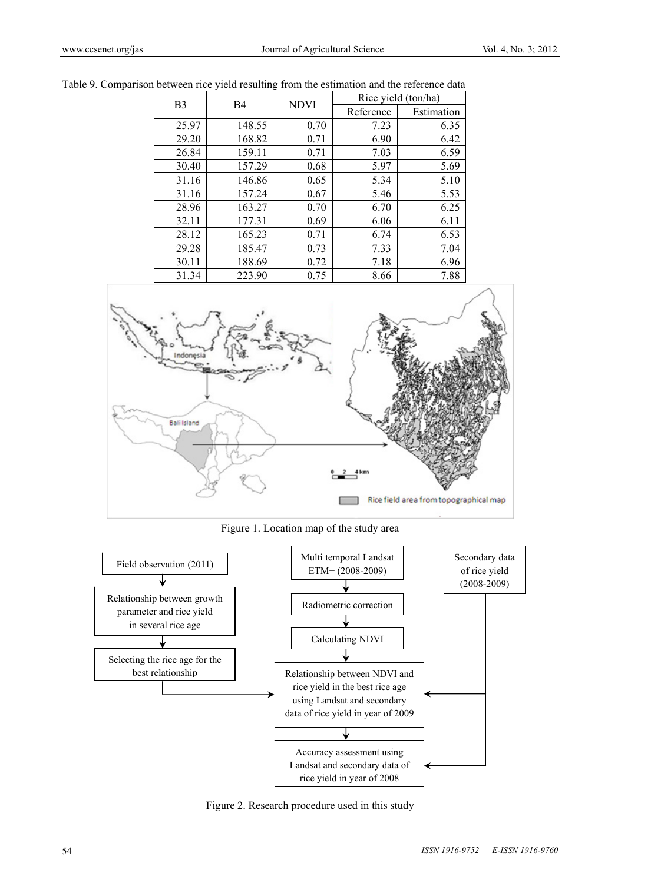Table 9. Comparison between rice yield resulting from the estimation and the reference data

| B3 | B4 | NDVI | Rice yield (ton/ha) | |
|---|---|---|---|---|
| | | | Reference | Estimation |
| 25.97 | 148.55 | 0.70 | 7.23 | 6.35 |
| 29.20 | 168.82 | 0.71 | 6.90 | 6.42 |
| 26.84 | 159.11 | 0.71 | 7.03 | 6.59 |
| 30.40 | 157.29 | 0.68 | 5.97 | 5.69 |
| 31.16 | 146.86 | 0.65 | 5.34 | 5.10 |
| 31.16 | 157.24 | 0.67 | 5.46 | 5.53 |
| 28.96 | 163.27 | 0.70 | 6.70 | 6.25 |
| 32.11 | 177.31 | 0.69 | 6.06 | 6.11 |
| 28.12 | 165.23 | 0.71 | 6.74 | 6.53 |
| 29.28 | 185.47 | 0.73 | 7.33 | 7.04 |
| 30.11 | 188.69 | 0.72 | 7.18 | 6.96 |
| 31.34 | 223.90 | 0.75 | 8.66 | 7.88 |

Figure 1. Location map of the study area

Figure 2. Research procedure used in this study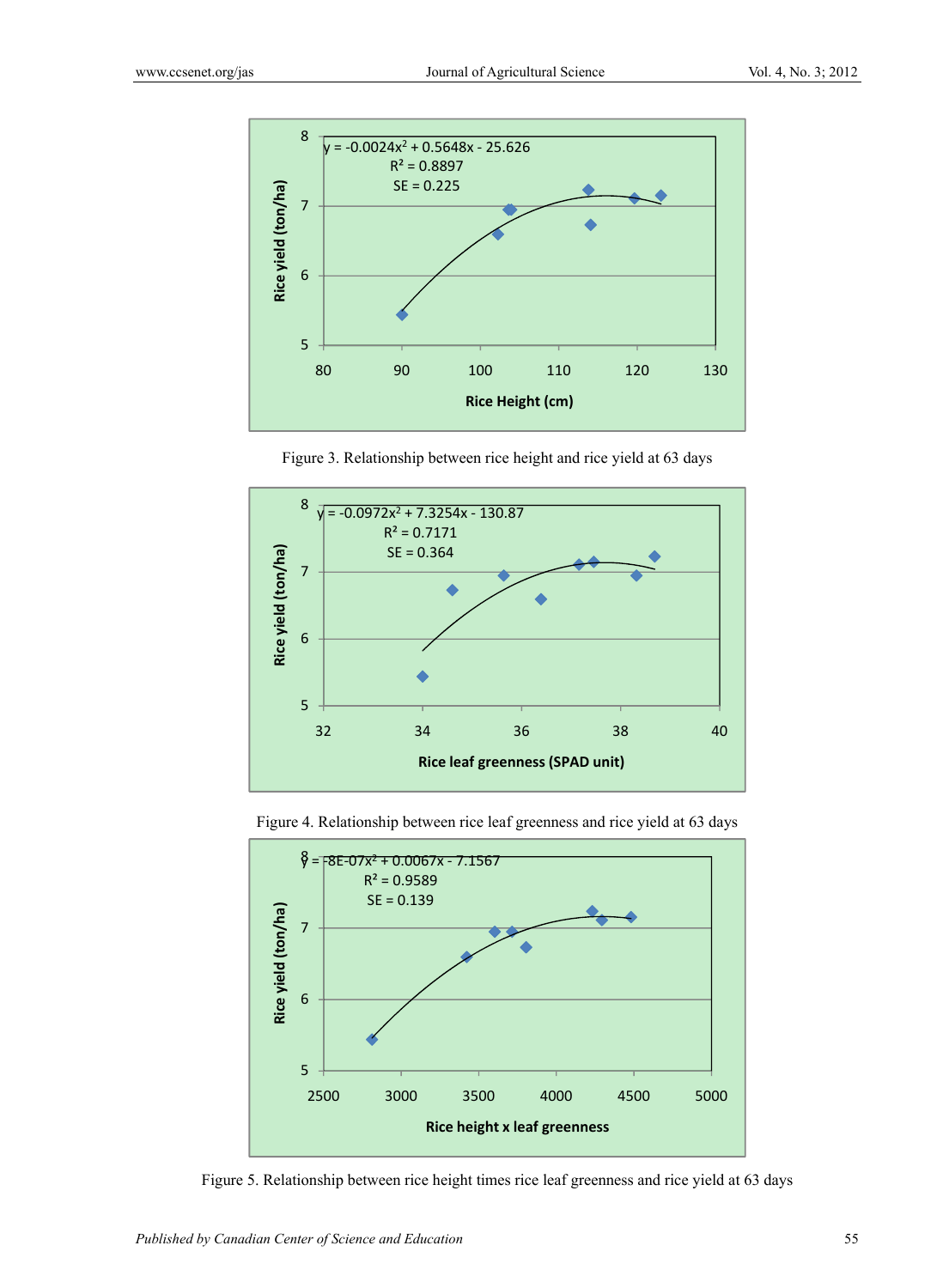Figure 3. Relationship between rice height and rice yield at 63 days

Figure 4. Relationship between rice leaf greenness and rice yield at 63 days

Figure 5. Relationship between rice height times rice leaf greenness and rice yield at 63 days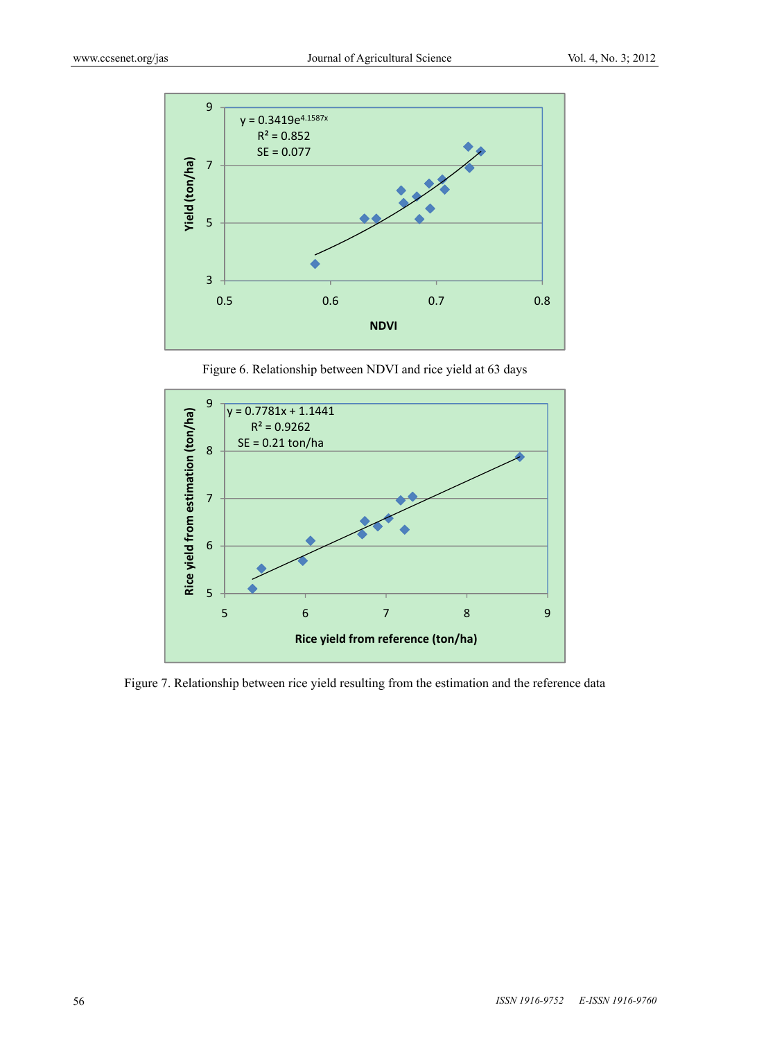y = 0.3419e$^{4.1587x}$

$R^2$ = 0.852

SE = 0.077

9

7

5

3

Yield (ton/ha)

0.5 0.6 0.7 0.8

NDVI

Figure 6. Relationship between NDVI and rice yield at 63 days

y = 0.7781x + 1.1441

$R^2$ = 0.9262

SE = 0.21 ton/ha

9

8

7

6

5

Rice yield from estimation (ton/ha)

5 6 7 8 9

Rice yield from reference (ton/ha)

Figure 7. Relationship between rice yield resulting from the estimation and the reference data